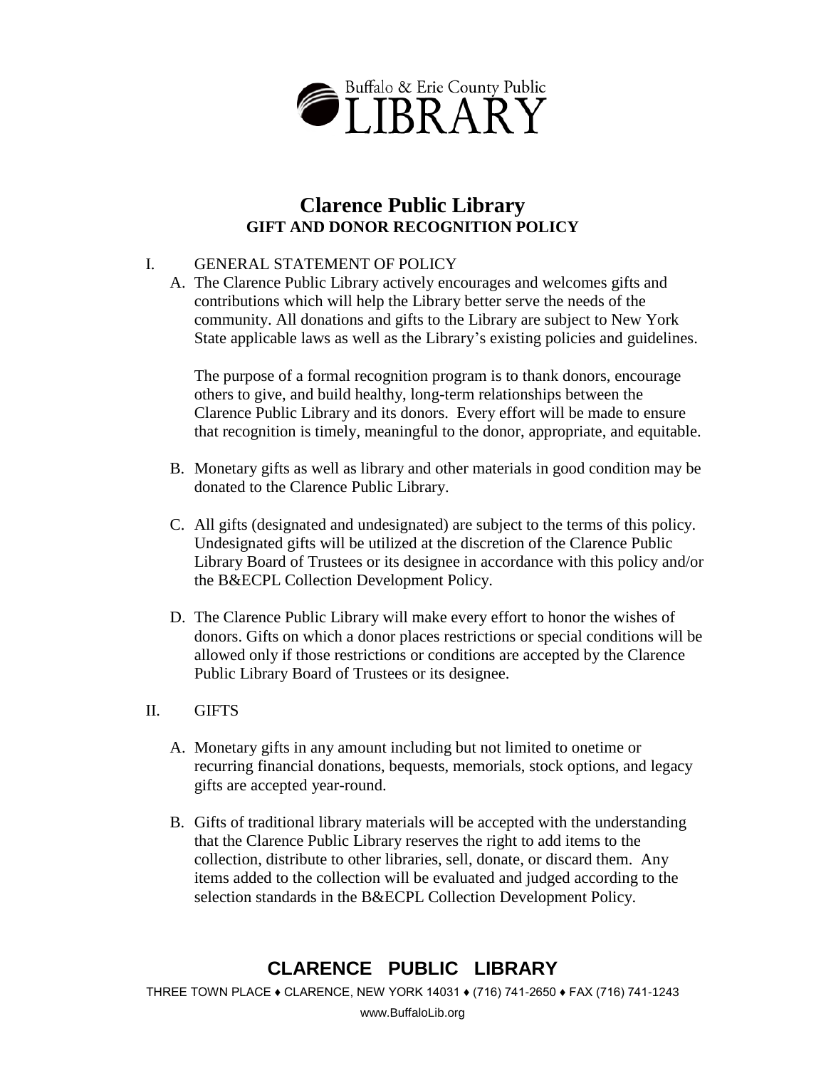Buffalo & Erie County Public LIBRARY

# Clarence Public Library
## GIFT AND DONOR RECOGNITION POLICY

I. GENERAL STATEMENT OF POLICY

A. The Clarence Public Library actively encourages and welcomes gifts and contributions which will help the Library better serve the needs of the community. All donations and gifts to the Library are subject to New York State applicable laws as well as the Library's existing policies and guidelines.

The purpose of a formal recognition program is to thank donors, encourage others to give, and build healthy, long-term relationships between the Clarence Public Library and its donors. Every effort will be made to ensure that recognition is timely, meaningful to the donor, appropriate, and equitable.

B. Monetary gifts as well as library and other materials in good condition may be donated to the Clarence Public Library.

C. All gifts (designated and undesignated) are subject to the terms of this policy. Undesignated gifts will be utilized at the discretion of the Clarence Public Library Board of Trustees or its designee in accordance with this policy and/or the B&ECPL Collection Development Policy.

D. The Clarence Public Library will make every effort to honor the wishes of donors. Gifts on which a donor places restrictions or special conditions will be allowed only if those restrictions or conditions are accepted by the Clarence Public Library Board of Trustees or its designee.

II. GIFTS

A. Monetary gifts in any amount including but not limited to onetime or recurring financial donations, bequests, memorials, stock options, and legacy gifts are accepted year-round.

B. Gifts of traditional library materials will be accepted with the understanding that the Clarence Public Library reserves the right to add items to the collection, distribute to other libraries, sell, donate, or discard them. Any items added to the collection will be evaluated and judged according to the selection standards in the B&ECPL Collection Development Policy.

**CLARENCE PUBLIC LIBRARY**

THREE TOWN PLACE ♦ CLARENCE, NEW YORK 14031 ♦ (716) 741-2650 ♦ FAX (716) 741-1243

www.BuffaloLib.org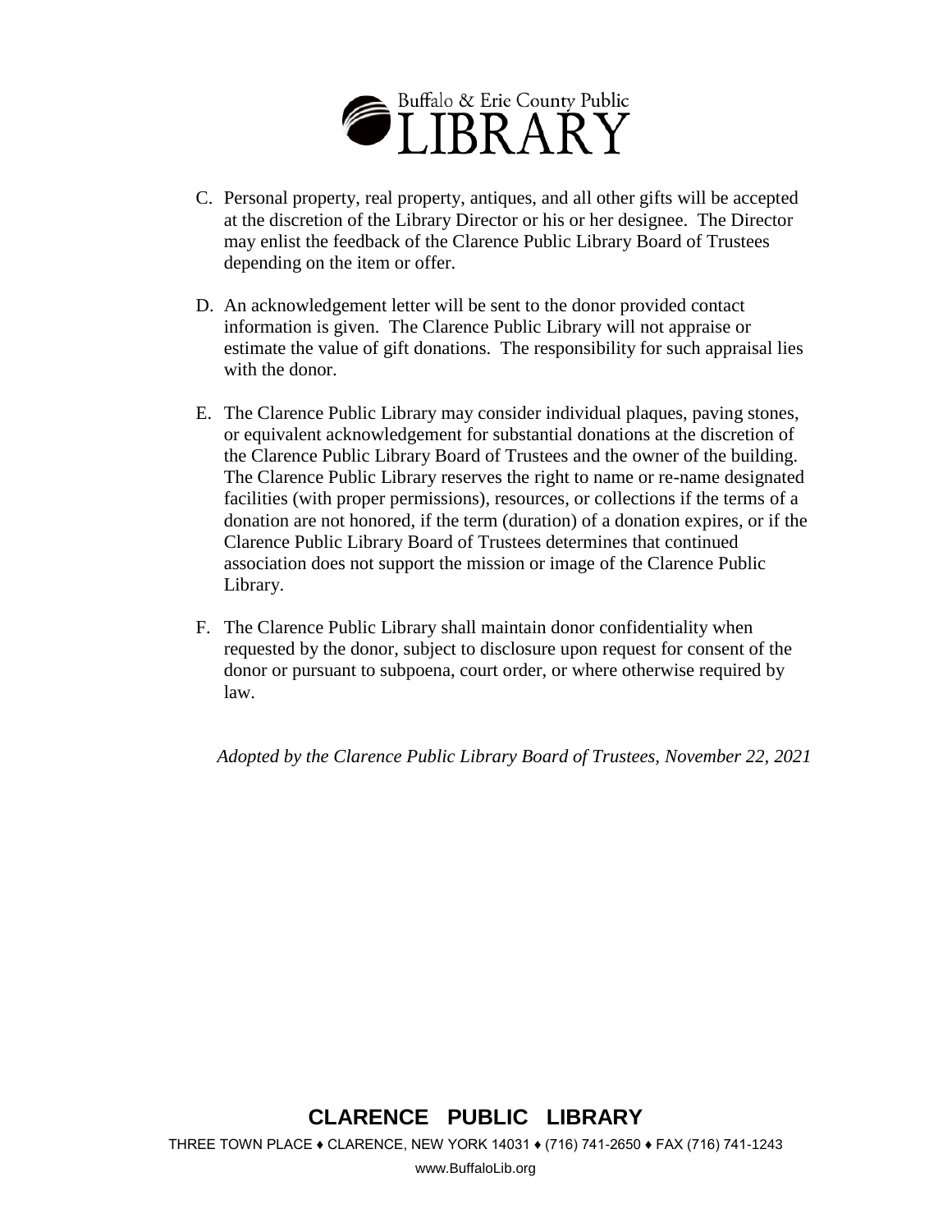C. Personal property, real property, antiques, and all other gifts will be accepted at the discretion of the Library Director or his or her designee. The Director may enlist the feedback of the Clarence Public Library Board of Trustees depending on the item or offer.

D. An acknowledgement letter will be sent to the donor provided contact information is given. The Clarence Public Library will not appraise or estimate the value of gift donations. The responsibility for such appraisal lies with the donor.

E. The Clarence Public Library may consider individual plaques, paving stones, or equivalent acknowledgement for substantial donations at the discretion of the Clarence Public Library Board of Trustees and the owner of the building. The Clarence Public Library reserves the right to name or re-name designated facilities (with proper permissions), resources, or collections if the terms of a donation are not honored, if the term (duration) of a donation expires, or if the Clarence Public Library Board of Trustees determines that continued association does not support the mission or image of the Clarence Public Library.

F. The Clarence Public Library shall maintain donor confidentiality when requested by the donor, subject to disclosure upon request for consent of the donor or pursuant to subpoena, court order, or where otherwise required by law.

*Adopted by the Clarence Public Library Board of Trustees, November 22, 2021*